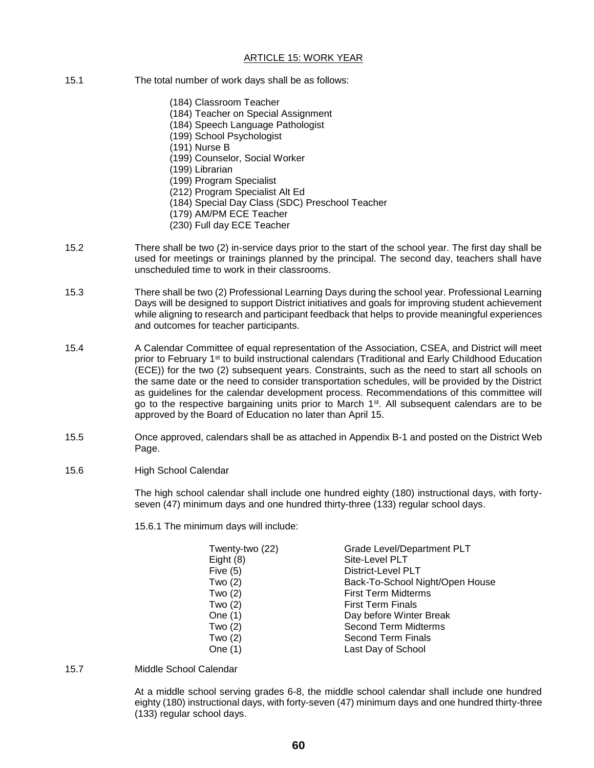## ARTICLE 15: WORK YEAR

15.1 The total number of work days shall be as follows:

(184) Classroom Teacher
(184) Teacher on Special Assignment
(184) Speech Language Pathologist
(199) School Psychologist
(191) Nurse B
(199) Counselor, Social Worker
(199) Librarian
(199) Program Specialist
(212) Program Specialist Alt Ed
(184) Special Day Class (SDC) Preschool Teacher
(179) AM/PM ECE Teacher
(230) Full day ECE Teacher

15.2 There shall be two (2) in-service days prior to the start of the school year. The first day shall be used for meetings or trainings planned by the principal. The second day, teachers shall have unscheduled time to work in their classrooms.

15.3 There shall be two (2) Professional Learning Days during the school year. Professional Learning Days will be designed to support District initiatives and goals for improving student achievement while aligning to research and participant feedback that helps to provide meaningful experiences and outcomes for teacher participants.

15.4 A Calendar Committee of equal representation of the Association, CSEA, and District will meet prior to February 1st to build instructional calendars (Traditional and Early Childhood Education (ECE)) for the two (2) subsequent years. Constraints, such as the need to start all schools on the same date or the need to consider transportation schedules, will be provided by the District as guidelines for the calendar development process. Recommendations of this committee will go to the respective bargaining units prior to March 1st. All subsequent calendars are to be approved by the Board of Education no later than April 15.

15.5 Once approved, calendars shall be as attached in Appendix B-1 and posted on the District Web Page.

15.6 High School Calendar

The high school calendar shall include one hundred eighty (180) instructional days, with forty-seven (47) minimum days and one hundred thirty-three (133) regular school days.

15.6.1 The minimum days will include:

| | |
|---|---|
| Twenty-two (22) | Grade Level/Department PLT |
| Eight (8) | Site-Level PLT |
| Five (5) | District-Level PLT |
| Two (2) | Back-To-School Night/Open House |
| Two (2) | First Term Midterms |
| Two (2) | First Term Finals |
| One (1) | Day before Winter Break |
| Two (2) | Second Term Midterms |
| Two (2) | Second Term Finals |
| One (1) | Last Day of School |

15.7 Middle School Calendar

At a middle school serving grades 6-8, the middle school calendar shall include one hundred eighty (180) instructional days, with forty-seven (47) minimum days and one hundred thirty-three (133) regular school days.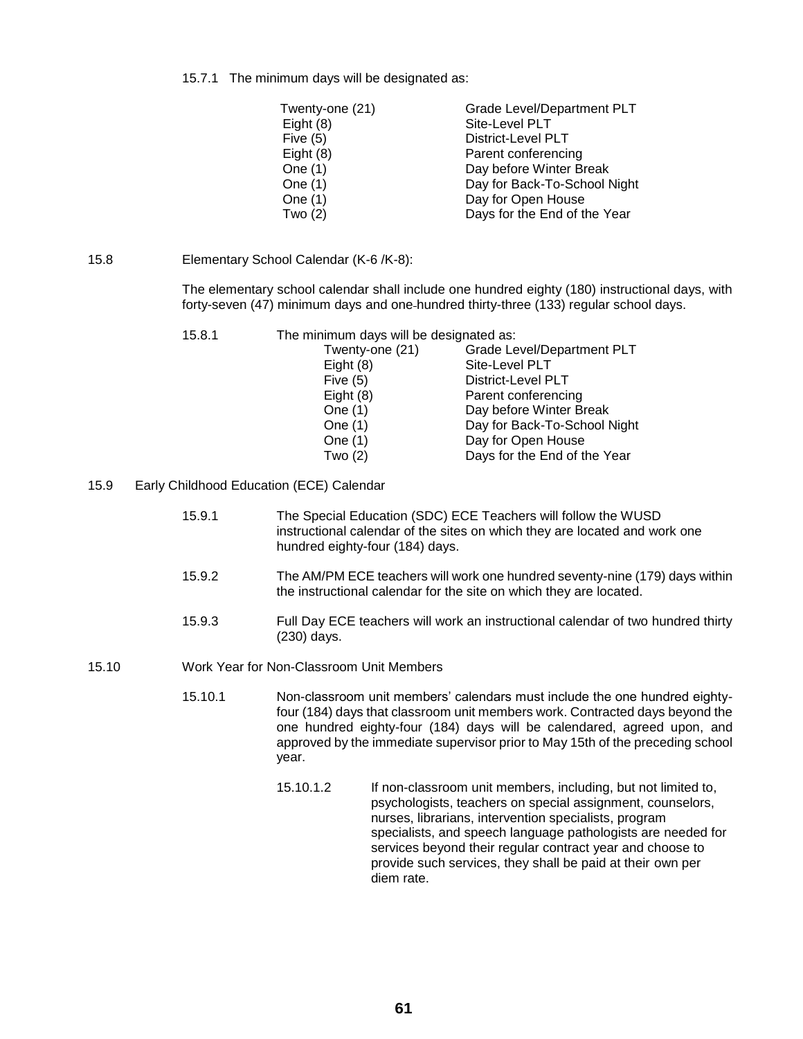15.7.1 The minimum days will be designated as:

| | |
|---|---|
| Twenty-one (21) | Grade Level/Department PLT |
| Eight (8) | Site-Level PLT |
| Five (5) | District-Level PLT |
| Eight (8) | Parent conferencing |
| One (1) | Day before Winter Break |
| One (1) | Day for Back-To-School Night |
| One (1) | Day for Open House |
| Two (2) | Days for the End of the Year |

15.8 Elementary School Calendar (K-6 /K-8):

The elementary school calendar shall include one hundred eighty (180) instructional days, with forty-seven (47) minimum days and one-hundred thirty-three (133) regular school days.

15.8.1 The minimum days will be designated as:

| | |
|---|---|
| Twenty-one (21) | Grade Level/Department PLT |
| Eight (8) | Site-Level PLT |
| Five (5) | District-Level PLT |
| Eight (8) | Parent conferencing |
| One (1) | Day before Winter Break |
| One (1) | Day for Back-To-School Night |
| One (1) | Day for Open House |
| Two (2) | Days for the End of the Year |

15.9 Early Childhood Education (ECE) Calendar

15.9.1 The Special Education (SDC) ECE Teachers will follow the WUSD instructional calendar of the sites on which they are located and work one hundred eighty-four (184) days.

15.9.2 The AM/PM ECE teachers will work one hundred seventy-nine (179) days within the instructional calendar for the site on which they are located.

15.9.3 Full Day ECE teachers will work an instructional calendar of two hundred thirty (230) days.

15.10 Work Year for Non-Classroom Unit Members

15.10.1 Non-classroom unit members' calendars must include the one hundred eighty-four (184) days that classroom unit members work. Contracted days beyond the one hundred eighty-four (184) days will be calendared, agreed upon, and approved by the immediate supervisor prior to May 15th of the preceding school year.

15.10.1.2 If non-classroom unit members, including, but not limited to, psychologists, teachers on special assignment, counselors, nurses, librarians, intervention specialists, program specialists, and speech language pathologists are needed for services beyond their regular contract year and choose to provide such services, they shall be paid at their own per diem rate.